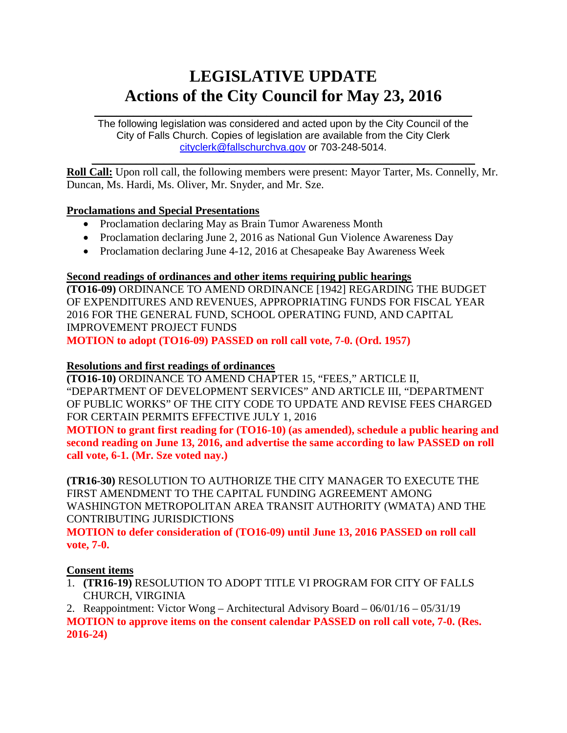# LEGISLATIVE UPDATE
# Actions of the City Council for May 23, 2016

The following legislation was considered and acted upon by the City Council of the City of Falls Church. Copies of legislation are available from the City Clerk cityclerk@fallschurchva.gov or 703-248-5014.

**Roll Call:** Upon roll call, the following members were present: Mayor Tarter, Ms. Connelly, Mr. Duncan, Ms. Hardi, Ms. Oliver, Mr. Snyder, and Mr. Sze.

**Proclamations and Special Presentations**

- Proclamation declaring May as Brain Tumor Awareness Month
- Proclamation declaring June 2, 2016 as National Gun Violence Awareness Day
- Proclamation declaring June 4-12, 2016 at Chesapeake Bay Awareness Week

**Second readings of ordinances and other items requiring public hearings**

**(TO16-09)** ORDINANCE TO AMEND ORDINANCE [1942] REGARDING THE BUDGET OF EXPENDITURES AND REVENUES, APPROPRIATING FUNDS FOR FISCAL YEAR 2016 FOR THE GENERAL FUND, SCHOOL OPERATING FUND, AND CAPITAL IMPROVEMENT PROJECT FUNDS

**MOTION to adopt (TO16-09) PASSED on roll call vote, 7-0. (Ord. 1957)**

**Resolutions and first readings of ordinances**

**(TO16-10)** ORDINANCE TO AMEND CHAPTER 15, "FEES," ARTICLE II, "DEPARTMENT OF DEVELOPMENT SERVICES" AND ARTICLE III, "DEPARTMENT OF PUBLIC WORKS" OF THE CITY CODE TO UPDATE AND REVISE FEES CHARGED FOR CERTAIN PERMITS EFFECTIVE JULY 1, 2016

**MOTION to grant first reading for (TO16-10) (as amended), schedule a public hearing and second reading on June 13, 2016, and advertise the same according to law PASSED on roll call vote, 6-1. (Mr. Sze voted nay.)**

**(TR16-30)** RESOLUTION TO AUTHORIZE THE CITY MANAGER TO EXECUTE THE FIRST AMENDMENT TO THE CAPITAL FUNDING AGREEMENT AMONG WASHINGTON METROPOLITAN AREA TRANSIT AUTHORITY (WMATA) AND THE CONTRIBUTING JURISDICTIONS

**MOTION to defer consideration of (TO16-09) until June 13, 2016 PASSED on roll call vote, 7-0.**

**Consent items**

1. **(TR16-19)** RESOLUTION TO ADOPT TITLE VI PROGRAM FOR CITY OF FALLS CHURCH, VIRGINIA
2. Reappointment: Victor Wong – Architectural Advisory Board – 06/01/16 – 05/31/19

**MOTION to approve items on the consent calendar PASSED on roll call vote, 7-0. (Res. 2016-24)**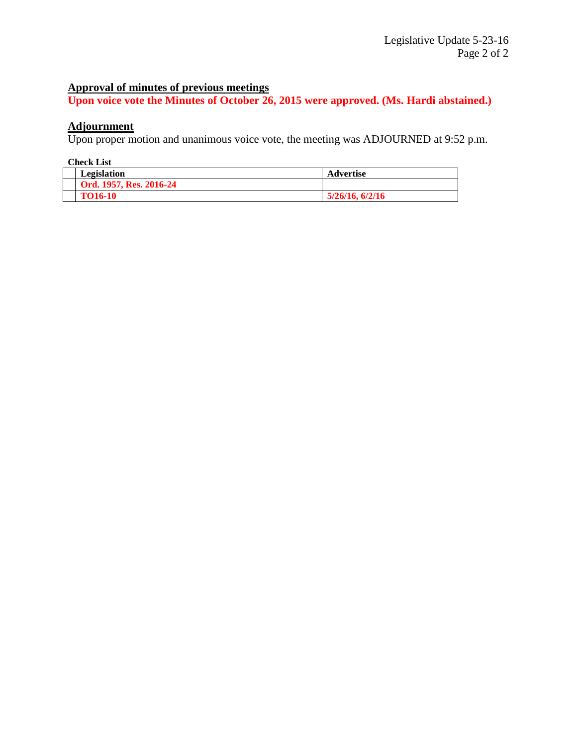## Approval of minutes of previous meetings

**Upon voice vote the Minutes of October 26, 2015 were approved. (Ms. Hardi abstained.)**

## Adjournment

Upon proper motion and unanimous voice vote, the meeting was ADJOURNED at 9:52 p.m.

**Check List**

| | Legislation | Advertise |
|---|---|---|
| | **Ord. 1957, Res. 2016-24** | |
| | **TO16-10** | **5/26/16, 6/2/16** |